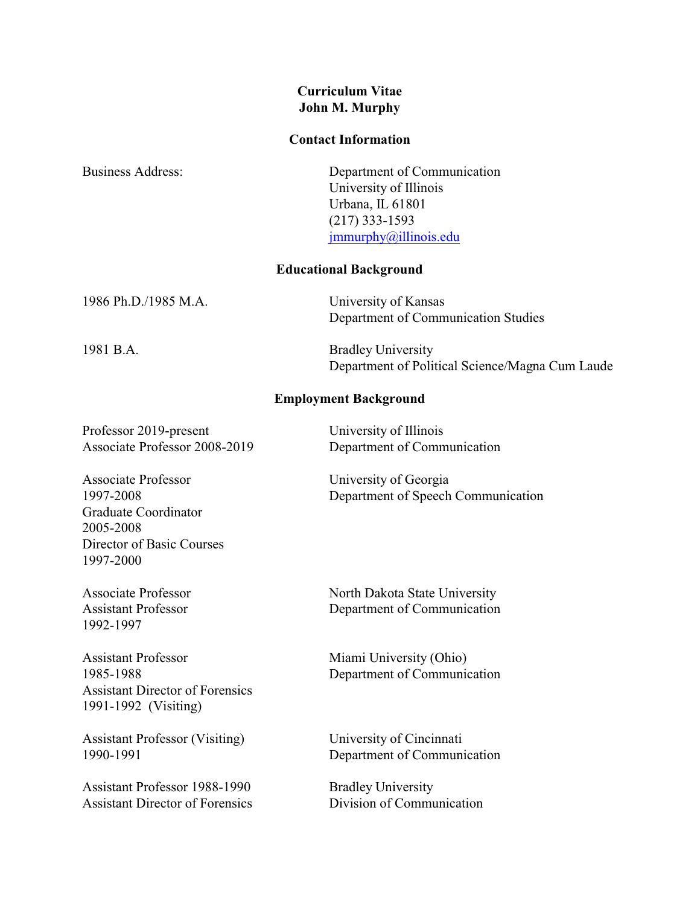# Curriculum Vitae
# John M. Murphy

## Contact Information

Business Address:

Department of Communication
University of Illinois
Urbana, IL 61801
(217) 333-1593
jmmurphy@illinois.edu

## Educational Background

1986 Ph.D./1985 M.A. — University of Kansas, Department of Communication Studies

1981 B.A. — Bradley University, Department of Political Science/Magna Cum Laude

## Employment Background

Professor 2019-present
Associate Professor 2008-2019
University of Illinois
Department of Communication

Associate Professor
1997-2008
Graduate Coordinator
2005-2008
Director of Basic Courses
1997-2000
University of Georgia
Department of Speech Communication

Associate Professor
Assistant Professor
1992-1997
North Dakota State University
Department of Communication

Assistant Professor
1985-1988
Assistant Director of Forensics
1991-1992 (Visiting)
Miami University (Ohio)
Department of Communication

Assistant Professor (Visiting)
1990-1991
University of Cincinnati
Department of Communication

Assistant Professor 1988-1990
Assistant Director of Forensics
Bradley University
Division of Communication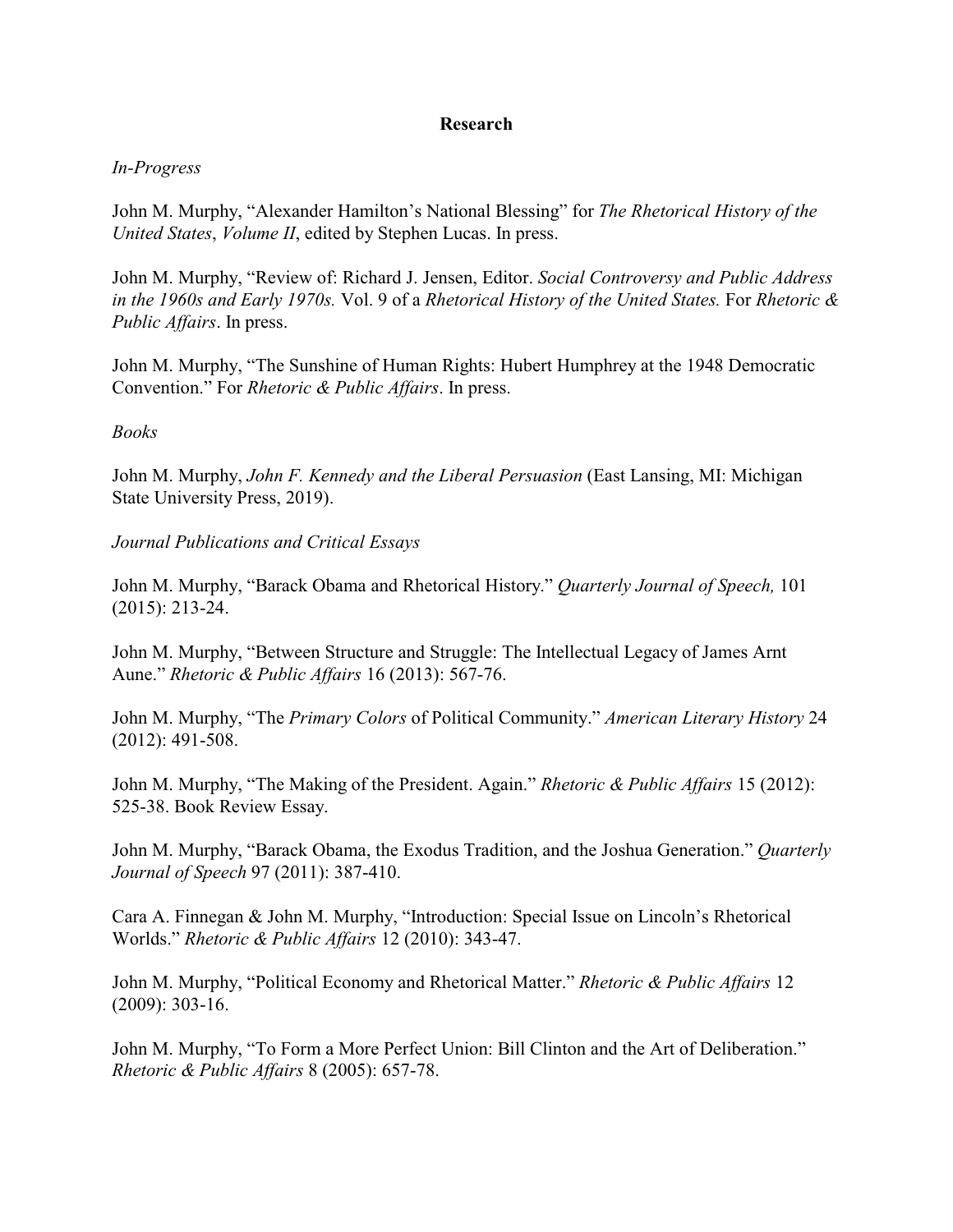## Research

*In-Progress*

John M. Murphy, "Alexander Hamilton's National Blessing" for *The Rhetorical History of the United States*, *Volume II*, edited by Stephen Lucas. In press.

John M. Murphy, "Review of: Richard J. Jensen, Editor. *Social Controversy and Public Address in the 1960s and Early 1970s.* Vol. 9 of a *Rhetorical History of the United States.* For *Rhetoric & Public Affairs*. In press.

John M. Murphy, "The Sunshine of Human Rights: Hubert Humphrey at the 1948 Democratic Convention." For *Rhetoric & Public Affairs*. In press.

*Books*

John M. Murphy, *John F. Kennedy and the Liberal Persuasion* (East Lansing, MI: Michigan State University Press, 2019).

*Journal Publications and Critical Essays*

John M. Murphy, "Barack Obama and Rhetorical History." *Quarterly Journal of Speech,* 101 (2015): 213-24.

John M. Murphy, "Between Structure and Struggle: The Intellectual Legacy of James Arnt Aune." *Rhetoric & Public Affairs* 16 (2013): 567-76.

John M. Murphy, "The *Primary Colors* of Political Community." *American Literary History* 24 (2012): 491-508.

John M. Murphy, "The Making of the President. Again." *Rhetoric & Public Affairs* 15 (2012): 525-38. Book Review Essay.

John M. Murphy, "Barack Obama, the Exodus Tradition, and the Joshua Generation." *Quarterly Journal of Speech* 97 (2011): 387-410.

Cara A. Finnegan & John M. Murphy, "Introduction: Special Issue on Lincoln's Rhetorical Worlds." *Rhetoric & Public Affairs* 12 (2010): 343-47.

John M. Murphy, "Political Economy and Rhetorical Matter." *Rhetoric & Public Affairs* 12 (2009): 303-16.

John M. Murphy, "To Form a More Perfect Union: Bill Clinton and the Art of Deliberation." *Rhetoric & Public Affairs* 8 (2005): 657-78.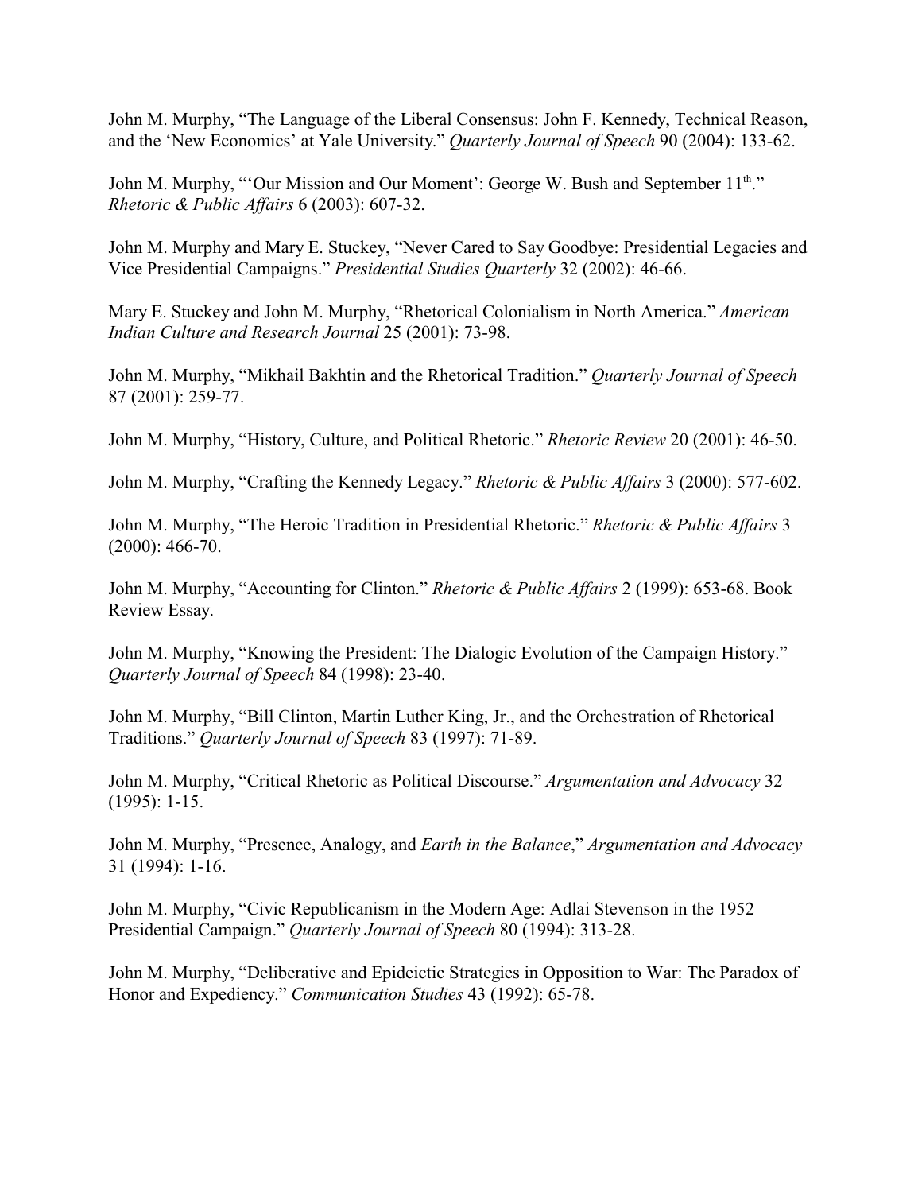John M. Murphy, "The Language of the Liberal Consensus: John F. Kennedy, Technical Reason, and the 'New Economics' at Yale University." *Quarterly Journal of Speech* 90 (2004): 133-62.

John M. Murphy, "'Our Mission and Our Moment': George W. Bush and September 11th." *Rhetoric & Public Affairs* 6 (2003): 607-32.

John M. Murphy and Mary E. Stuckey, "Never Cared to Say Goodbye: Presidential Legacies and Vice Presidential Campaigns." *Presidential Studies Quarterly* 32 (2002): 46-66.

Mary E. Stuckey and John M. Murphy, "Rhetorical Colonialism in North America." *American Indian Culture and Research Journal* 25 (2001): 73-98.

John M. Murphy, "Mikhail Bakhtin and the Rhetorical Tradition." *Quarterly Journal of Speech* 87 (2001): 259-77.

John M. Murphy, "History, Culture, and Political Rhetoric." *Rhetoric Review* 20 (2001): 46-50.

John M. Murphy, "Crafting the Kennedy Legacy." *Rhetoric & Public Affairs* 3 (2000): 577-602.

John M. Murphy, "The Heroic Tradition in Presidential Rhetoric." *Rhetoric & Public Affairs* 3 (2000): 466-70.

John M. Murphy, "Accounting for Clinton." *Rhetoric & Public Affairs* 2 (1999): 653-68. Book Review Essay.

John M. Murphy, "Knowing the President: The Dialogic Evolution of the Campaign History." *Quarterly Journal of Speech* 84 (1998): 23-40.

John M. Murphy, "Bill Clinton, Martin Luther King, Jr., and the Orchestration of Rhetorical Traditions." *Quarterly Journal of Speech* 83 (1997): 71-89.

John M. Murphy, "Critical Rhetoric as Political Discourse." *Argumentation and Advocacy* 32 (1995): 1-15.

John M. Murphy, "Presence, Analogy, and *Earth in the Balance*," *Argumentation and Advocacy* 31 (1994): 1-16.

John M. Murphy, "Civic Republicanism in the Modern Age: Adlai Stevenson in the 1952 Presidential Campaign." *Quarterly Journal of Speech* 80 (1994): 313-28.

John M. Murphy, "Deliberative and Epideictic Strategies in Opposition to War: The Paradox of Honor and Expediency." *Communication Studies* 43 (1992): 65-78.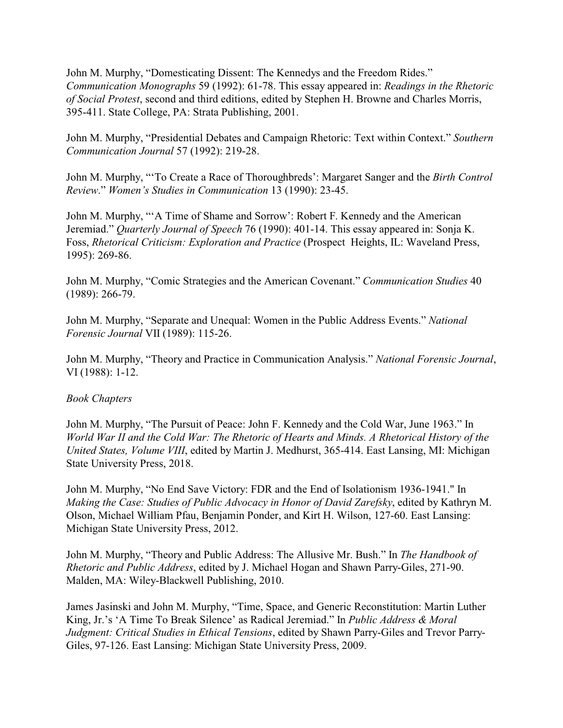John M. Murphy, “Domesticating Dissent: The Kennedys and the Freedom Rides.” *Communication Monographs* 59 (1992): 61-78. This essay appeared in: *Readings in the Rhetoric of Social Protest*, second and third editions, edited by Stephen H. Browne and Charles Morris, 395-411. State College, PA: Strata Publishing, 2001.

John M. Murphy, “Presidential Debates and Campaign Rhetoric: Text within Context.” *Southern Communication Journal* 57 (1992): 219-28.

John M. Murphy, “‘To Create a Race of Thoroughbreds’: Margaret Sanger and the *Birth Control Review*.” *Women’s Studies in Communication* 13 (1990): 23-45.

John M. Murphy, “‘A Time of Shame and Sorrow’: Robert F. Kennedy and the American Jeremiad.” *Quarterly Journal of Speech* 76 (1990): 401-14. This essay appeared in: Sonja K. Foss, *Rhetorical Criticism: Exploration and Practice* (Prospect Heights, IL: Waveland Press, 1995): 269-86.

John M. Murphy, “Comic Strategies and the American Covenant.” *Communication Studies* 40 (1989): 266-79.

John M. Murphy, “Separate and Unequal: Women in the Public Address Events.” *National Forensic Journal* VII (1989): 115-26.

John M. Murphy, “Theory and Practice in Communication Analysis.” *National Forensic Journal*, VI (1988): 1-12.

*Book Chapters*

John M. Murphy, “The Pursuit of Peace: John F. Kennedy and the Cold War, June 1963.” In *World War II and the Cold War: The Rhetoric of Hearts and Minds. A Rhetorical History of the United States, Volume VIII*, edited by Martin J. Medhurst, 365-414. East Lansing, MI: Michigan State University Press, 2018.

John M. Murphy, “No End Save Victory: FDR and the End of Isolationism 1936-1941." In *Making the Case: Studies of Public Advocacy in Honor of David Zarefsky*, edited by Kathryn M. Olson, Michael William Pfau, Benjamin Ponder, and Kirt H. Wilson, 127-60. East Lansing: Michigan State University Press, 2012.

John M. Murphy, “Theory and Public Address: The Allusive Mr. Bush.” In *The Handbook of Rhetoric and Public Address*, edited by J. Michael Hogan and Shawn Parry-Giles, 271-90. Malden, MA: Wiley-Blackwell Publishing, 2010.

James Jasinski and John M. Murphy, “Time, Space, and Generic Reconstitution: Martin Luther King, Jr.’s ‘A Time To Break Silence’ as Radical Jeremiad.” In *Public Address & Moral Judgment: Critical Studies in Ethical Tensions*, edited by Shawn Parry-Giles and Trevor Parry-Giles, 97-126. East Lansing: Michigan State University Press, 2009.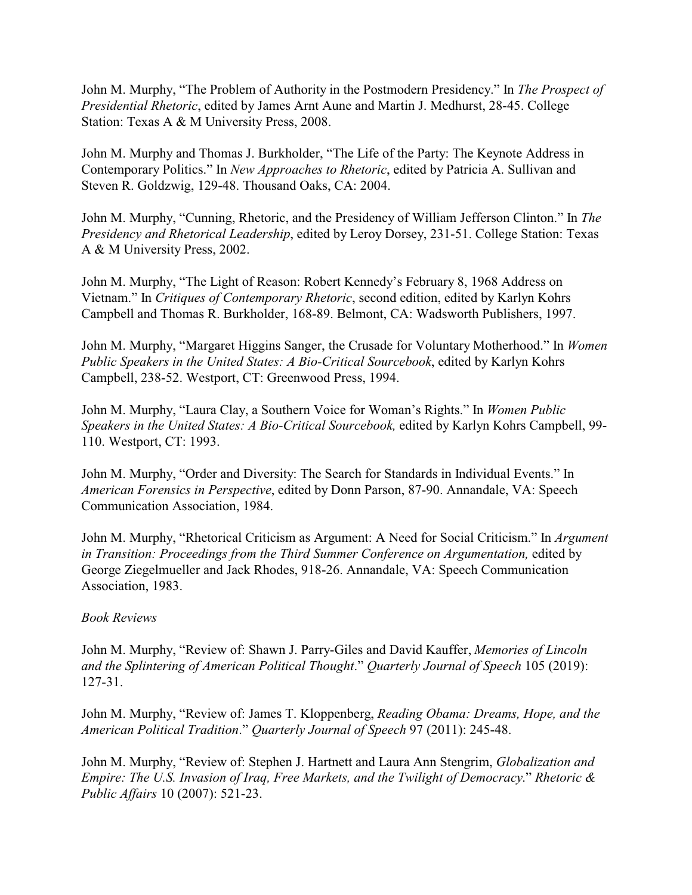John M. Murphy, "The Problem of Authority in the Postmodern Presidency." In *The Prospect of Presidential Rhetoric*, edited by James Arnt Aune and Martin J. Medhurst, 28-45. College Station: Texas A & M University Press, 2008.

John M. Murphy and Thomas J. Burkholder, "The Life of the Party: The Keynote Address in Contemporary Politics." In *New Approaches to Rhetoric*, edited by Patricia A. Sullivan and Steven R. Goldzwig, 129-48. Thousand Oaks, CA: 2004.

John M. Murphy, "Cunning, Rhetoric, and the Presidency of William Jefferson Clinton." In *The Presidency and Rhetorical Leadership*, edited by Leroy Dorsey, 231-51. College Station: Texas A & M University Press, 2002.

John M. Murphy, "The Light of Reason: Robert Kennedy's February 8, 1968 Address on Vietnam." In *Critiques of Contemporary Rhetoric*, second edition, edited by Karlyn Kohrs Campbell and Thomas R. Burkholder, 168-89. Belmont, CA: Wadsworth Publishers, 1997.

John M. Murphy, "Margaret Higgins Sanger, the Crusade for Voluntary Motherhood." In *Women Public Speakers in the United States: A Bio-Critical Sourcebook*, edited by Karlyn Kohrs Campbell, 238-52. Westport, CT: Greenwood Press, 1994.

John M. Murphy, "Laura Clay, a Southern Voice for Woman's Rights." In *Women Public Speakers in the United States: A Bio-Critical Sourcebook,* edited by Karlyn Kohrs Campbell, 99-110. Westport, CT: 1993.

John M. Murphy, "Order and Diversity: The Search for Standards in Individual Events." In *American Forensics in Perspective*, edited by Donn Parson, 87-90. Annandale, VA: Speech Communication Association, 1984.

John M. Murphy, "Rhetorical Criticism as Argument: A Need for Social Criticism." In *Argument in Transition: Proceedings from the Third Summer Conference on Argumentation,* edited by George Ziegelmueller and Jack Rhodes, 918-26. Annandale, VA: Speech Communication Association, 1983.

*Book Reviews*

John M. Murphy, "Review of: Shawn J. Parry-Giles and David Kauffer, *Memories of Lincoln and the Splintering of American Political Thought*." *Quarterly Journal of Speech* 105 (2019): 127-31.

John M. Murphy, "Review of: James T. Kloppenberg, *Reading Obama: Dreams, Hope, and the American Political Tradition*." *Quarterly Journal of Speech* 97 (2011): 245-48.

John M. Murphy, "Review of: Stephen J. Hartnett and Laura Ann Stengrim, *Globalization and Empire: The U.S. Invasion of Iraq, Free Markets, and the Twilight of Democracy*." *Rhetoric & Public Affairs* 10 (2007): 521-23.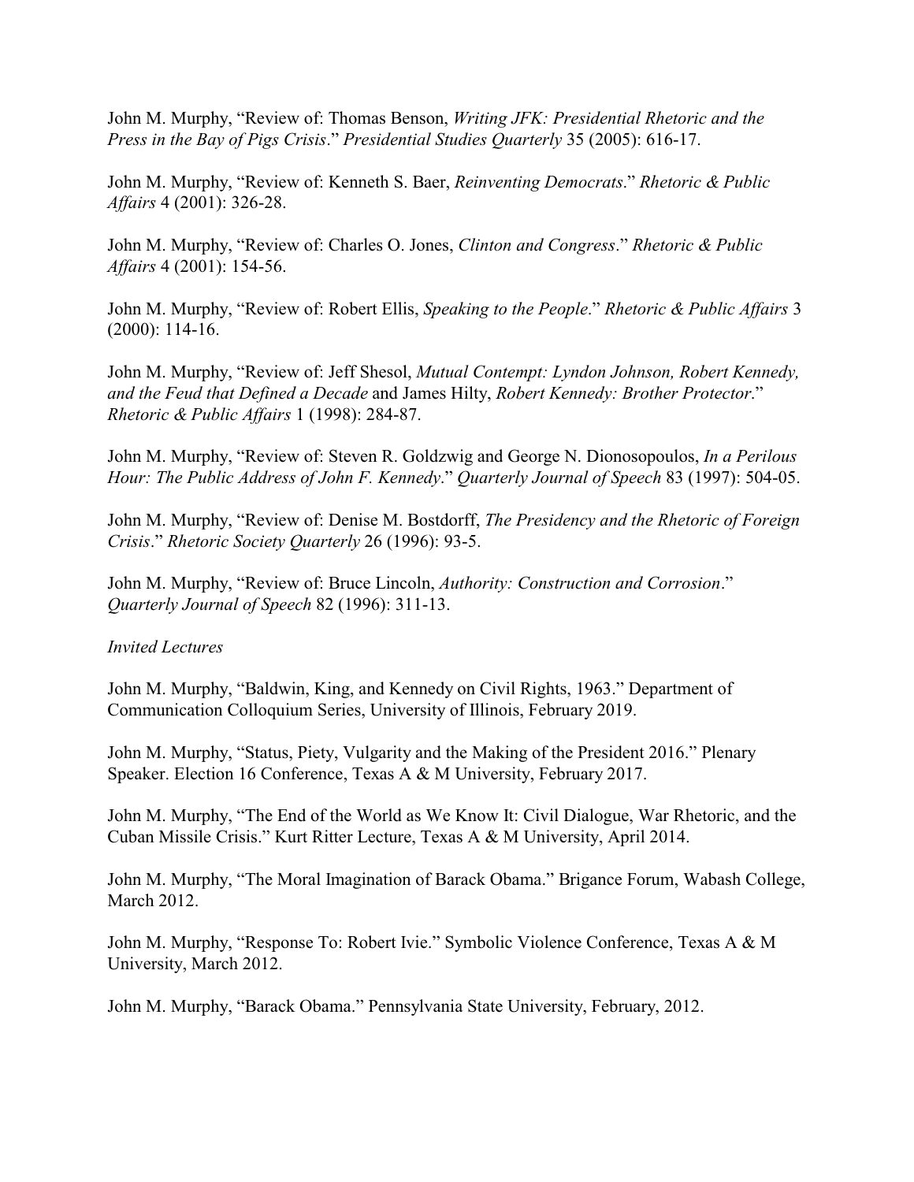John M. Murphy, "Review of: Thomas Benson, *Writing JFK: Presidential Rhetoric and the Press in the Bay of Pigs Crisis*." *Presidential Studies Quarterly* 35 (2005): 616-17.

John M. Murphy, "Review of: Kenneth S. Baer, *Reinventing Democrats*." *Rhetoric & Public Affairs* 4 (2001): 326-28.

John M. Murphy, "Review of: Charles O. Jones, *Clinton and Congress*." *Rhetoric & Public Affairs* 4 (2001): 154-56.

John M. Murphy, "Review of: Robert Ellis, *Speaking to the People*." *Rhetoric & Public Affairs* 3 (2000): 114-16.

John M. Murphy, "Review of: Jeff Shesol, *Mutual Contempt: Lyndon Johnson, Robert Kennedy, and the Feud that Defined a Decade* and James Hilty, *Robert Kennedy: Brother Protector*." *Rhetoric & Public Affairs* 1 (1998): 284-87.

John M. Murphy, "Review of: Steven R. Goldzwig and George N. Dionosopoulos, *In a Perilous Hour: The Public Address of John F. Kennedy*." *Quarterly Journal of Speech* 83 (1997): 504-05.

John M. Murphy, "Review of: Denise M. Bostdorff, *The Presidency and the Rhetoric of Foreign Crisis*." *Rhetoric Society Quarterly* 26 (1996): 93-5.

John M. Murphy, "Review of: Bruce Lincoln, *Authority: Construction and Corrosion*." *Quarterly Journal of Speech* 82 (1996): 311-13.

*Invited Lectures*

John M. Murphy, "Baldwin, King, and Kennedy on Civil Rights, 1963." Department of Communication Colloquium Series, University of Illinois, February 2019.

John M. Murphy, "Status, Piety, Vulgarity and the Making of the President 2016." Plenary Speaker. Election 16 Conference, Texas A & M University, February 2017.

John M. Murphy, "The End of the World as We Know It: Civil Dialogue, War Rhetoric, and the Cuban Missile Crisis." Kurt Ritter Lecture, Texas A & M University, April 2014.

John M. Murphy, "The Moral Imagination of Barack Obama." Brigance Forum, Wabash College, March 2012.

John M. Murphy, "Response To: Robert Ivie." Symbolic Violence Conference, Texas A & M University, March 2012.

John M. Murphy, "Barack Obama." Pennsylvania State University, February, 2012.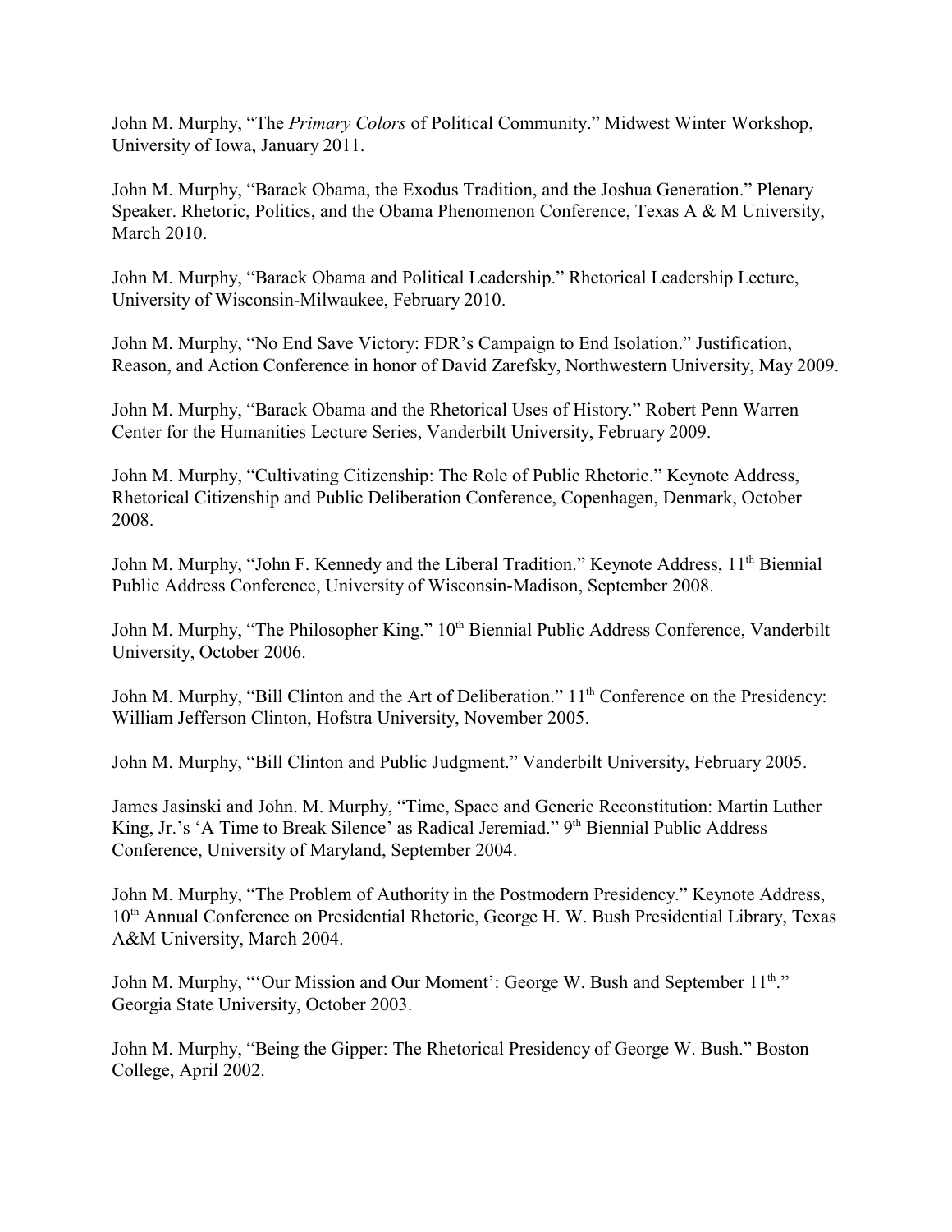John M. Murphy, “The *Primary Colors* of Political Community.” Midwest Winter Workshop, University of Iowa, January 2011.

John M. Murphy, “Barack Obama, the Exodus Tradition, and the Joshua Generation.” Plenary Speaker. Rhetoric, Politics, and the Obama Phenomenon Conference, Texas A & M University, March 2010.

John M. Murphy, “Barack Obama and Political Leadership.” Rhetorical Leadership Lecture, University of Wisconsin-Milwaukee, February 2010.

John M. Murphy, “No End Save Victory: FDR’s Campaign to End Isolation.” Justification, Reason, and Action Conference in honor of David Zarefsky, Northwestern University, May 2009.

John M. Murphy, “Barack Obama and the Rhetorical Uses of History.” Robert Penn Warren Center for the Humanities Lecture Series, Vanderbilt University, February 2009.

John M. Murphy, “Cultivating Citizenship: The Role of Public Rhetoric.” Keynote Address, Rhetorical Citizenship and Public Deliberation Conference, Copenhagen, Denmark, October 2008.

John M. Murphy, “John F. Kennedy and the Liberal Tradition.” Keynote Address, 11th Biennial Public Address Conference, University of Wisconsin-Madison, September 2008.

John M. Murphy, “The Philosopher King.” 10th Biennial Public Address Conference, Vanderbilt University, October 2006.

John M. Murphy, “Bill Clinton and the Art of Deliberation.” 11th Conference on the Presidency: William Jefferson Clinton, Hofstra University, November 2005.

John M. Murphy, “Bill Clinton and Public Judgment.” Vanderbilt University, February 2005.

James Jasinski and John. M. Murphy, “Time, Space and Generic Reconstitution: Martin Luther King, Jr.’s ‘A Time to Break Silence’ as Radical Jeremiad.” 9th Biennial Public Address Conference, University of Maryland, September 2004.

John M. Murphy, “The Problem of Authority in the Postmodern Presidency.” Keynote Address, 10th Annual Conference on Presidential Rhetoric, George H. W. Bush Presidential Library, Texas A&M University, March 2004.

John M. Murphy, “‘Our Mission and Our Moment’: George W. Bush and September 11th.” Georgia State University, October 2003.

John M. Murphy, “Being the Gipper: The Rhetorical Presidency of George W. Bush.” Boston College, April 2002.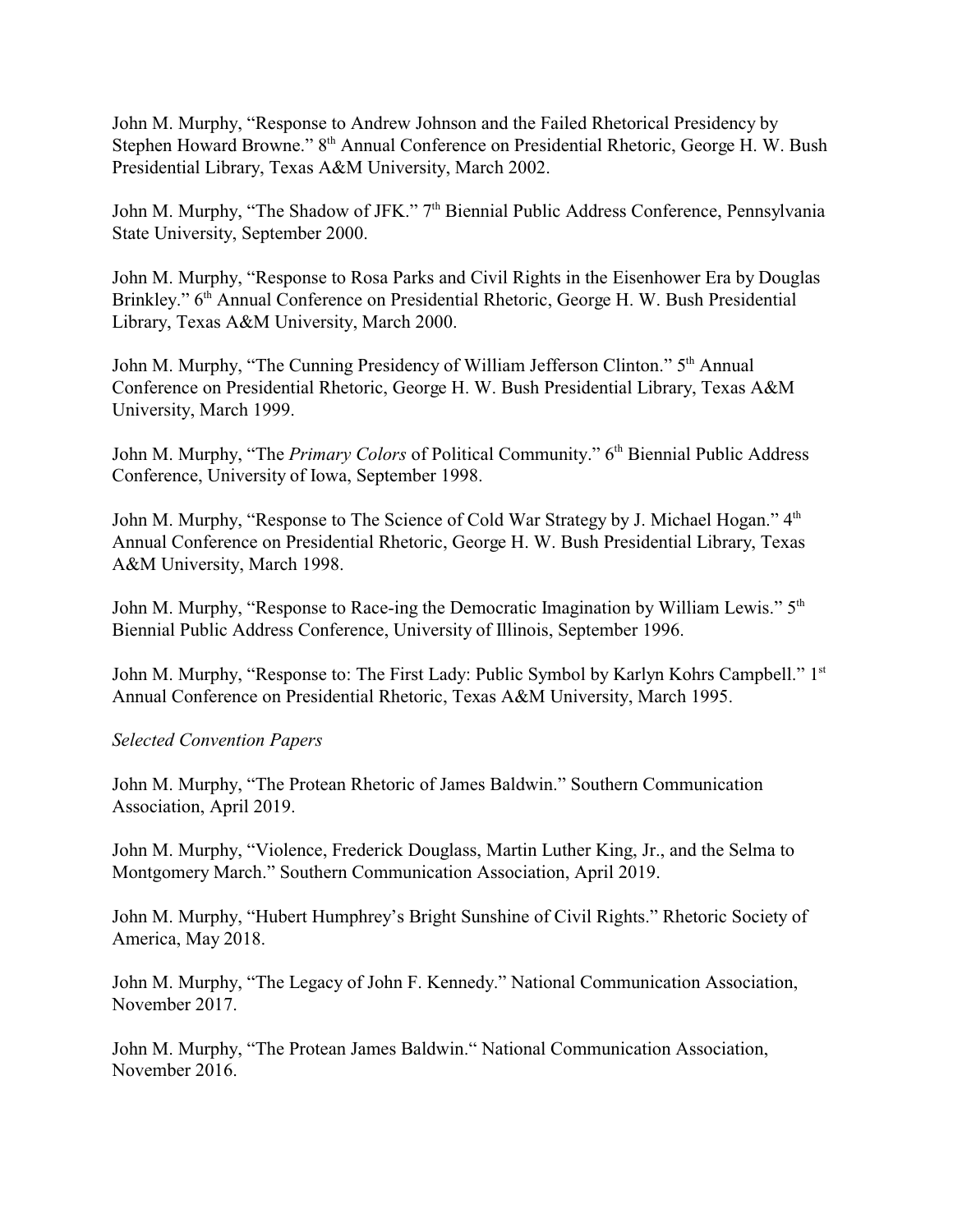John M. Murphy, "Response to Andrew Johnson and the Failed Rhetorical Presidency by Stephen Howard Browne." 8th Annual Conference on Presidential Rhetoric, George H. W. Bush Presidential Library, Texas A&M University, March 2002.

John M. Murphy, "The Shadow of JFK." 7th Biennial Public Address Conference, Pennsylvania State University, September 2000.

John M. Murphy, "Response to Rosa Parks and Civil Rights in the Eisenhower Era by Douglas Brinkley." 6th Annual Conference on Presidential Rhetoric, George H. W. Bush Presidential Library, Texas A&M University, March 2000.

John M. Murphy, "The Cunning Presidency of William Jefferson Clinton." 5th Annual Conference on Presidential Rhetoric, George H. W. Bush Presidential Library, Texas A&M University, March 1999.

John M. Murphy, "The *Primary Colors* of Political Community." 6th Biennial Public Address Conference, University of Iowa, September 1998.

John M. Murphy, "Response to The Science of Cold War Strategy by J. Michael Hogan." 4th Annual Conference on Presidential Rhetoric, George H. W. Bush Presidential Library, Texas A&M University, March 1998.

John M. Murphy, "Response to Race-ing the Democratic Imagination by William Lewis." 5th Biennial Public Address Conference, University of Illinois, September 1996.

John M. Murphy, "Response to: The First Lady: Public Symbol by Karlyn Kohrs Campbell." 1st Annual Conference on Presidential Rhetoric, Texas A&M University, March 1995.

*Selected Convention Papers*

John M. Murphy, "The Protean Rhetoric of James Baldwin." Southern Communication Association, April 2019.

John M. Murphy, "Violence, Frederick Douglass, Martin Luther King, Jr., and the Selma to Montgomery March." Southern Communication Association, April 2019.

John M. Murphy, "Hubert Humphrey's Bright Sunshine of Civil Rights." Rhetoric Society of America, May 2018.

John M. Murphy, "The Legacy of John F. Kennedy." National Communication Association, November 2017.

John M. Murphy, "The Protean James Baldwin." National Communication Association, November 2016.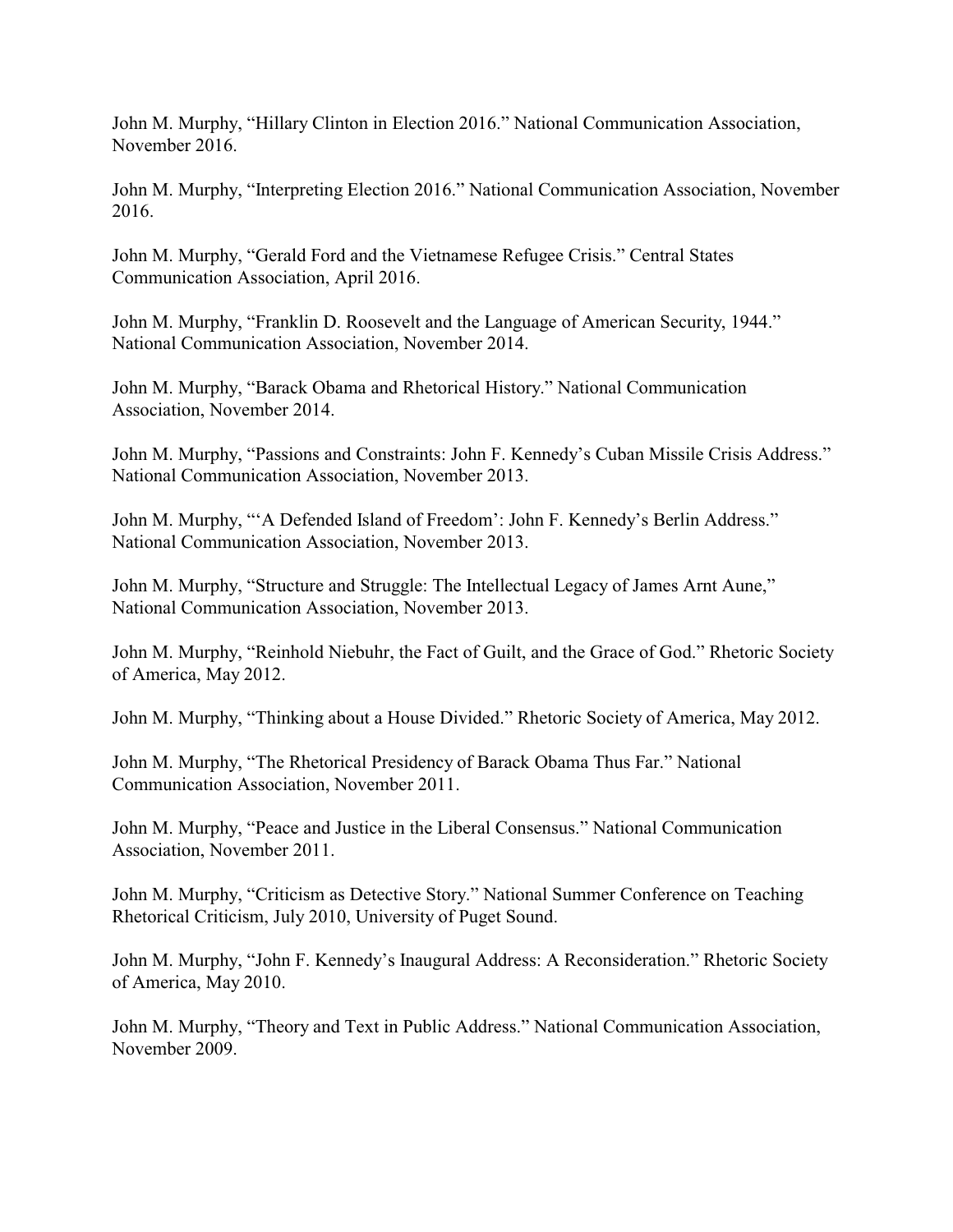John M. Murphy, "Hillary Clinton in Election 2016." National Communication Association, November 2016.

John M. Murphy, "Interpreting Election 2016." National Communication Association, November 2016.

John M. Murphy, "Gerald Ford and the Vietnamese Refugee Crisis." Central States Communication Association, April 2016.

John M. Murphy, "Franklin D. Roosevelt and the Language of American Security, 1944." National Communication Association, November 2014.

John M. Murphy, "Barack Obama and Rhetorical History." National Communication Association, November 2014.

John M. Murphy, "Passions and Constraints: John F. Kennedy's Cuban Missile Crisis Address." National Communication Association, November 2013.

John M. Murphy, "'A Defended Island of Freedom': John F. Kennedy's Berlin Address." National Communication Association, November 2013.

John M. Murphy, "Structure and Struggle: The Intellectual Legacy of James Arnt Aune," National Communication Association, November 2013.

John M. Murphy, "Reinhold Niebuhr, the Fact of Guilt, and the Grace of God." Rhetoric Society of America, May 2012.

John M. Murphy, "Thinking about a House Divided." Rhetoric Society of America, May 2012.

John M. Murphy, "The Rhetorical Presidency of Barack Obama Thus Far." National Communication Association, November 2011.

John M. Murphy, "Peace and Justice in the Liberal Consensus." National Communication Association, November 2011.

John M. Murphy, "Criticism as Detective Story." National Summer Conference on Teaching Rhetorical Criticism, July 2010, University of Puget Sound.

John M. Murphy, "John F. Kennedy's Inaugural Address: A Reconsideration." Rhetoric Society of America, May 2010.

John M. Murphy, "Theory and Text in Public Address." National Communication Association, November 2009.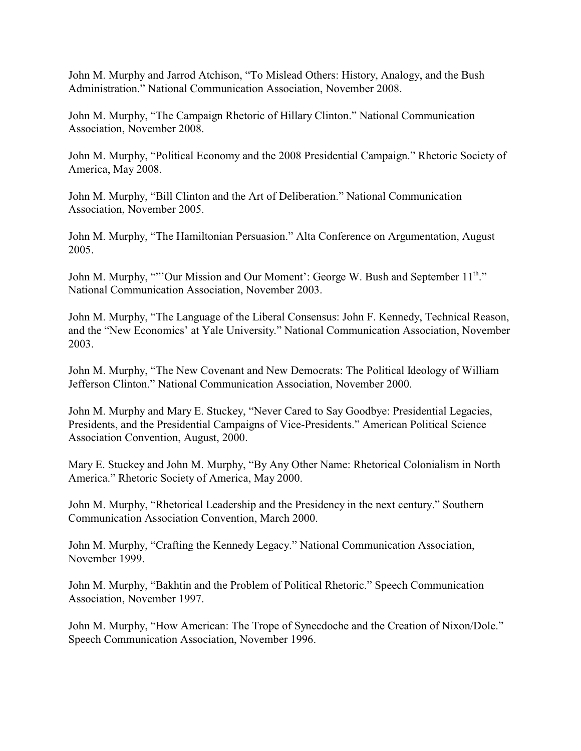John M. Murphy and Jarrod Atchison, “To Mislead Others: History, Analogy, and the Bush Administration.” National Communication Association, November 2008.

John M. Murphy, “The Campaign Rhetoric of Hillary Clinton.” National Communication Association, November 2008.

John M. Murphy, “Political Economy and the 2008 Presidential Campaign.” Rhetoric Society of America, May 2008.

John M. Murphy, “Bill Clinton and the Art of Deliberation.” National Communication Association, November 2005.

John M. Murphy, “The Hamiltonian Persuasion.” Alta Conference on Argumentation, August 2005.

John M. Murphy, “”’Our Mission and Our Moment’: George W. Bush and September 11th.” National Communication Association, November 2003.

John M. Murphy, “The Language of the Liberal Consensus: John F. Kennedy, Technical Reason, and the “New Economics’ at Yale University.” National Communication Association, November 2003.

John M. Murphy, “The New Covenant and New Democrats: The Political Ideology of William Jefferson Clinton.” National Communication Association, November 2000.

John M. Murphy and Mary E. Stuckey, “Never Cared to Say Goodbye: Presidential Legacies, Presidents, and the Presidential Campaigns of Vice-Presidents.” American Political Science Association Convention, August, 2000.

Mary E. Stuckey and John M. Murphy, “By Any Other Name: Rhetorical Colonialism in North America.” Rhetoric Society of America, May 2000.

John M. Murphy, “Rhetorical Leadership and the Presidency in the next century.” Southern Communication Association Convention, March 2000.

John M. Murphy, “Crafting the Kennedy Legacy.” National Communication Association, November 1999.

John M. Murphy, “Bakhtin and the Problem of Political Rhetoric.” Speech Communication Association, November 1997.

John M. Murphy, “How American: The Trope of Synecdoche and the Creation of Nixon/Dole.” Speech Communication Association, November 1996.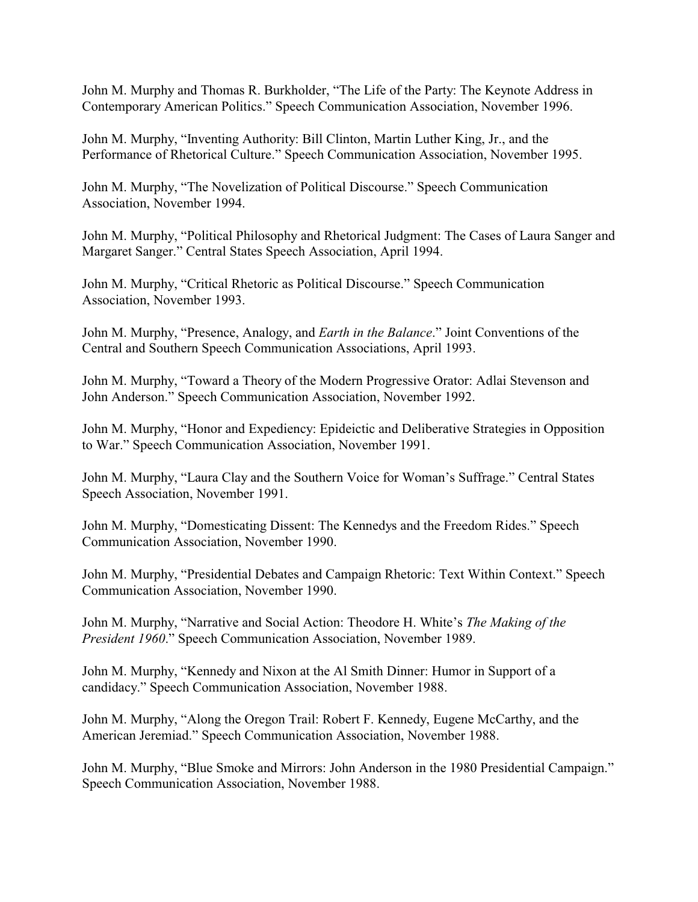John M. Murphy and Thomas R. Burkholder, "The Life of the Party: The Keynote Address in Contemporary American Politics." Speech Communication Association, November 1996.

John M. Murphy, "Inventing Authority: Bill Clinton, Martin Luther King, Jr., and the Performance of Rhetorical Culture." Speech Communication Association, November 1995.

John M. Murphy, "The Novelization of Political Discourse." Speech Communication Association, November 1994.

John M. Murphy, "Political Philosophy and Rhetorical Judgment: The Cases of Laura Sanger and Margaret Sanger." Central States Speech Association, April 1994.

John M. Murphy, "Critical Rhetoric as Political Discourse." Speech Communication Association, November 1993.

John M. Murphy, "Presence, Analogy, and *Earth in the Balance*." Joint Conventions of the Central and Southern Speech Communication Associations, April 1993.

John M. Murphy, "Toward a Theory of the Modern Progressive Orator: Adlai Stevenson and John Anderson." Speech Communication Association, November 1992.

John M. Murphy, "Honor and Expediency: Epideictic and Deliberative Strategies in Opposition to War." Speech Communication Association, November 1991.

John M. Murphy, "Laura Clay and the Southern Voice for Woman's Suffrage." Central States Speech Association, November 1991.

John M. Murphy, "Domesticating Dissent: The Kennedys and the Freedom Rides." Speech Communication Association, November 1990.

John M. Murphy, "Presidential Debates and Campaign Rhetoric: Text Within Context." Speech Communication Association, November 1990.

John M. Murphy, "Narrative and Social Action: Theodore H. White's *The Making of the President 1960*." Speech Communication Association, November 1989.

John M. Murphy, "Kennedy and Nixon at the Al Smith Dinner: Humor in Support of a candidacy." Speech Communication Association, November 1988.

John M. Murphy, "Along the Oregon Trail: Robert F. Kennedy, Eugene McCarthy, and the American Jeremiad." Speech Communication Association, November 1988.

John M. Murphy, "Blue Smoke and Mirrors: John Anderson in the 1980 Presidential Campaign." Speech Communication Association, November 1988.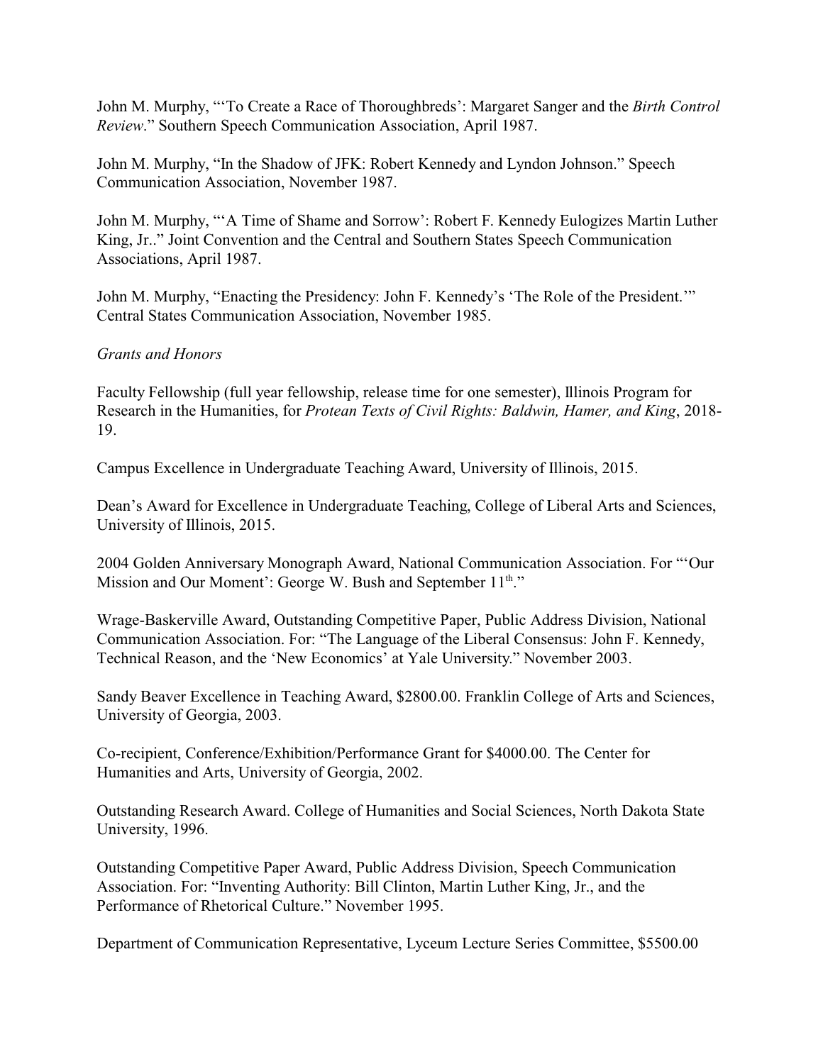John M. Murphy, "'To Create a Race of Thoroughbreds': Margaret Sanger and the *Birth Control Review*." Southern Speech Communication Association, April 1987.

John M. Murphy, "In the Shadow of JFK: Robert Kennedy and Lyndon Johnson." Speech Communication Association, November 1987.

John M. Murphy, "'A Time of Shame and Sorrow': Robert F. Kennedy Eulogizes Martin Luther King, Jr.." Joint Convention and the Central and Southern States Speech Communication Associations, April 1987.

John M. Murphy, "Enacting the Presidency: John F. Kennedy's 'The Role of the President.'" Central States Communication Association, November 1985.

*Grants and Honors*

Faculty Fellowship (full year fellowship, release time for one semester), Illinois Program for Research in the Humanities, for *Protean Texts of Civil Rights: Baldwin, Hamer, and King*, 2018-19.

Campus Excellence in Undergraduate Teaching Award, University of Illinois, 2015.

Dean's Award for Excellence in Undergraduate Teaching, College of Liberal Arts and Sciences, University of Illinois, 2015.

2004 Golden Anniversary Monograph Award, National Communication Association. For "'Our Mission and Our Moment': George W. Bush and September 11th."

Wrage-Baskerville Award, Outstanding Competitive Paper, Public Address Division, National Communication Association. For: "The Language of the Liberal Consensus: John F. Kennedy, Technical Reason, and the 'New Economics' at Yale University." November 2003.

Sandy Beaver Excellence in Teaching Award, $2800.00. Franklin College of Arts and Sciences, University of Georgia, 2003.

Co-recipient, Conference/Exhibition/Performance Grant for $4000.00. The Center for Humanities and Arts, University of Georgia, 2002.

Outstanding Research Award. College of Humanities and Social Sciences, North Dakota State University, 1996.

Outstanding Competitive Paper Award, Public Address Division, Speech Communication Association. For: "Inventing Authority: Bill Clinton, Martin Luther King, Jr., and the Performance of Rhetorical Culture." November 1995.

Department of Communication Representative, Lyceum Lecture Series Committee, $5500.00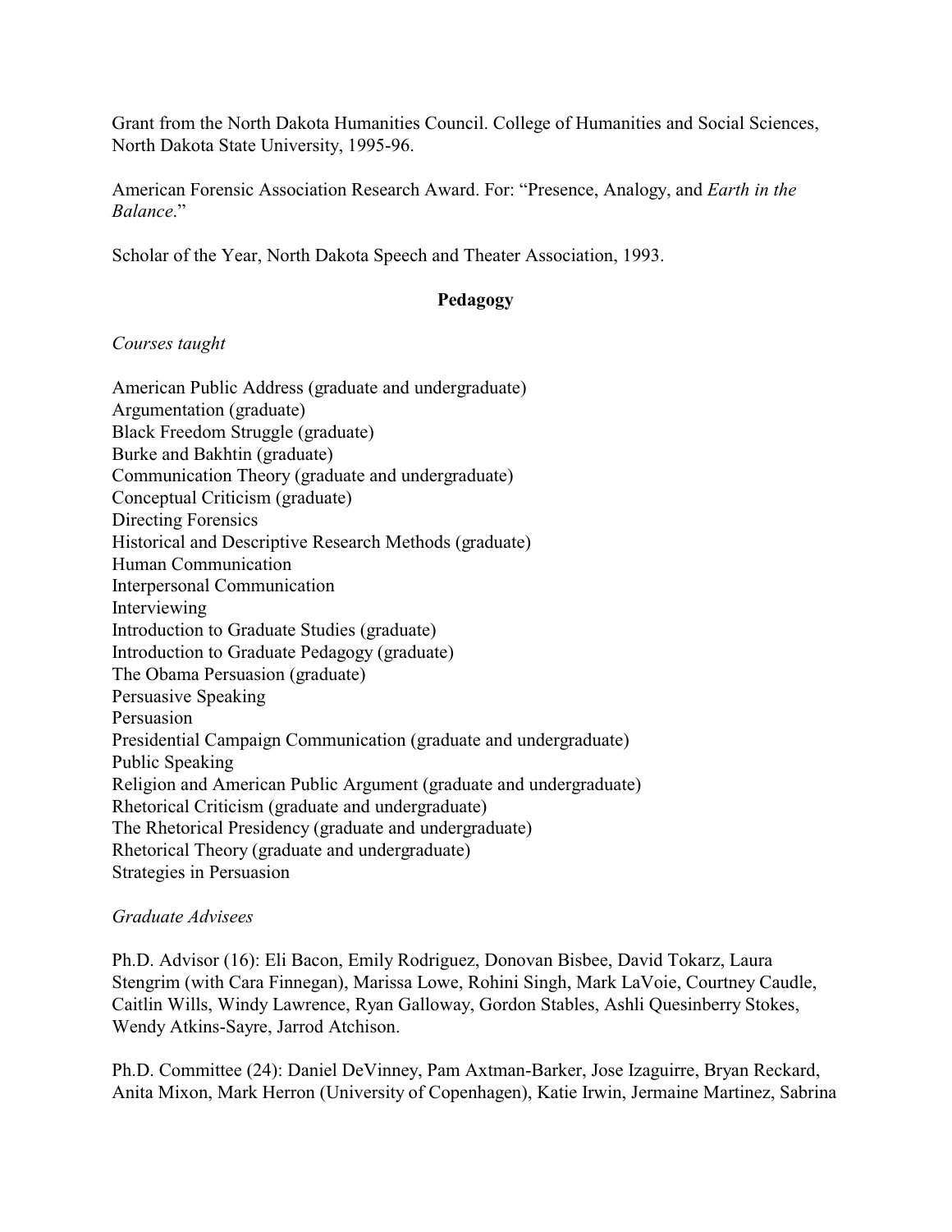Grant from the North Dakota Humanities Council. College of Humanities and Social Sciences, North Dakota State University, 1995-96.

American Forensic Association Research Award. For: "Presence, Analogy, and *Earth in the Balance*."

Scholar of the Year, North Dakota Speech and Theater Association, 1993.

## Pedagogy

*Courses taught*

American Public Address (graduate and undergraduate)
Argumentation (graduate)
Black Freedom Struggle (graduate)
Burke and Bakhtin (graduate)
Communication Theory (graduate and undergraduate)
Conceptual Criticism (graduate)
Directing Forensics
Historical and Descriptive Research Methods (graduate)
Human Communication
Interpersonal Communication
Interviewing
Introduction to Graduate Studies (graduate)
Introduction to Graduate Pedagogy (graduate)
The Obama Persuasion (graduate)
Persuasive Speaking
Persuasion
Presidential Campaign Communication (graduate and undergraduate)
Public Speaking
Religion and American Public Argument (graduate and undergraduate)
Rhetorical Criticism (graduate and undergraduate)
The Rhetorical Presidency (graduate and undergraduate)
Rhetorical Theory (graduate and undergraduate)
Strategies in Persuasion

*Graduate Advisees*

Ph.D. Advisor (16): Eli Bacon, Emily Rodriguez, Donovan Bisbee, David Tokarz, Laura Stengrim (with Cara Finnegan), Marissa Lowe, Rohini Singh, Mark LaVoie, Courtney Caudle, Caitlin Wills, Windy Lawrence, Ryan Galloway, Gordon Stables, Ashli Quesinberry Stokes, Wendy Atkins-Sayre, Jarrod Atchison.

Ph.D. Committee (24): Daniel DeVinney, Pam Axtman-Barker, Jose Izaguirre, Bryan Reckard, Anita Mixon, Mark Herron (University of Copenhagen), Katie Irwin, Jermaine Martinez, Sabrina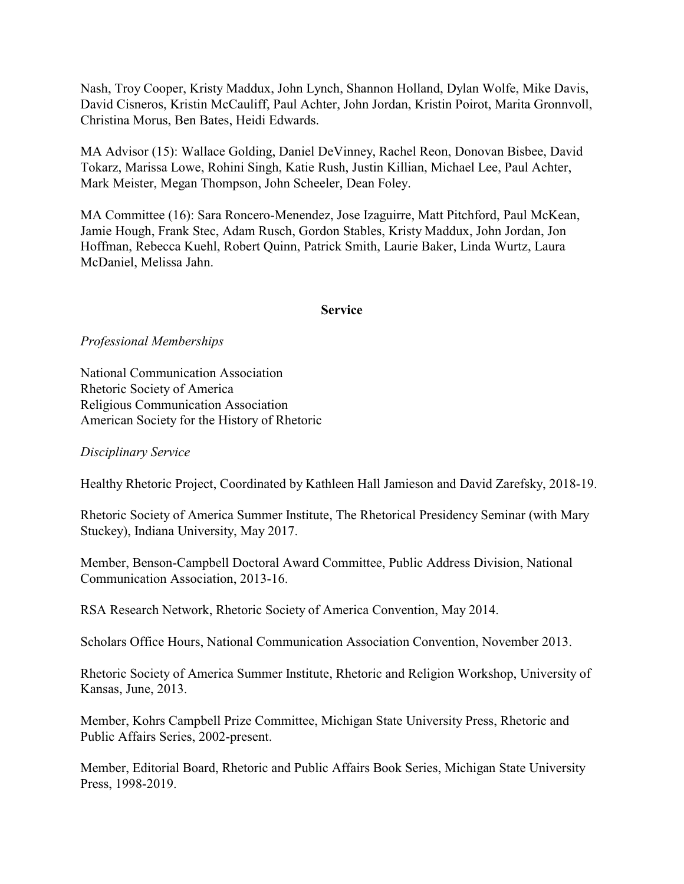Nash, Troy Cooper, Kristy Maddux, John Lynch, Shannon Holland, Dylan Wolfe, Mike Davis, David Cisneros, Kristin McCauliff, Paul Achter, John Jordan, Kristin Poirot, Marita Gronnvoll, Christina Morus, Ben Bates, Heidi Edwards.

MA Advisor (15): Wallace Golding, Daniel DeVinney, Rachel Reon, Donovan Bisbee, David Tokarz, Marissa Lowe, Rohini Singh, Katie Rush, Justin Killian, Michael Lee, Paul Achter, Mark Meister, Megan Thompson, John Scheeler, Dean Foley.

MA Committee (16): Sara Roncero-Menendez, Jose Izaguirre, Matt Pitchford, Paul McKean, Jamie Hough, Frank Stec, Adam Rusch, Gordon Stables, Kristy Maddux, John Jordan, Jon Hoffman, Rebecca Kuehl, Robert Quinn, Patrick Smith, Laurie Baker, Linda Wurtz, Laura McDaniel, Melissa Jahn.

## Service

*Professional Memberships*

National Communication Association
Rhetoric Society of America
Religious Communication Association
American Society for the History of Rhetoric

*Disciplinary Service*

Healthy Rhetoric Project, Coordinated by Kathleen Hall Jamieson and David Zarefsky, 2018-19.

Rhetoric Society of America Summer Institute, The Rhetorical Presidency Seminar (with Mary Stuckey), Indiana University, May 2017.

Member, Benson-Campbell Doctoral Award Committee, Public Address Division, National Communication Association, 2013-16.

RSA Research Network, Rhetoric Society of America Convention, May 2014.

Scholars Office Hours, National Communication Association Convention, November 2013.

Rhetoric Society of America Summer Institute, Rhetoric and Religion Workshop, University of Kansas, June, 2013.

Member, Kohrs Campbell Prize Committee, Michigan State University Press, Rhetoric and Public Affairs Series, 2002-present.

Member, Editorial Board, Rhetoric and Public Affairs Book Series, Michigan State University Press, 1998-2019.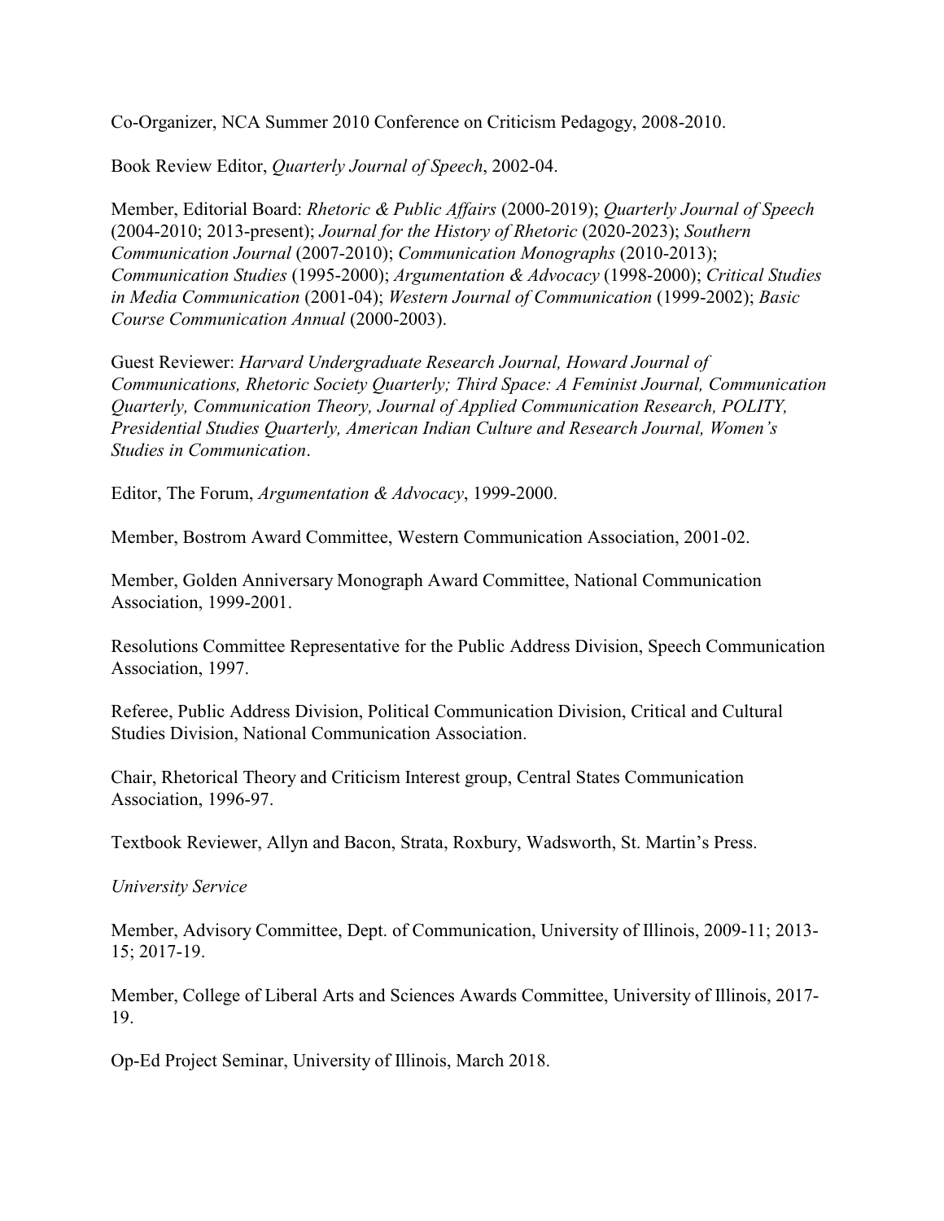Co-Organizer, NCA Summer 2010 Conference on Criticism Pedagogy, 2008-2010.

Book Review Editor, *Quarterly Journal of Speech*, 2002-04.

Member, Editorial Board: *Rhetoric & Public Affairs* (2000-2019); *Quarterly Journal of Speech* (2004-2010; 2013-present); *Journal for the History of Rhetoric* (2020-2023); *Southern Communication Journal* (2007-2010); *Communication Monographs* (2010-2013); *Communication Studies* (1995-2000); *Argumentation & Advocacy* (1998-2000); *Critical Studies in Media Communication* (2001-04); *Western Journal of Communication* (1999-2002); *Basic Course Communication Annual* (2000-2003).

Guest Reviewer: *Harvard Undergraduate Research Journal, Howard Journal of Communications, Rhetoric Society Quarterly; Third Space: A Feminist Journal, Communication Quarterly, Communication Theory, Journal of Applied Communication Research, POLITY, Presidential Studies Quarterly, American Indian Culture and Research Journal, Women's Studies in Communication*.

Editor, The Forum, *Argumentation & Advocacy*, 1999-2000.

Member, Bostrom Award Committee, Western Communication Association, 2001-02.

Member, Golden Anniversary Monograph Award Committee, National Communication Association, 1999-2001.

Resolutions Committee Representative for the Public Address Division, Speech Communication Association, 1997.

Referee, Public Address Division, Political Communication Division, Critical and Cultural Studies Division, National Communication Association.

Chair, Rhetorical Theory and Criticism Interest group, Central States Communication Association, 1996-97.

Textbook Reviewer, Allyn and Bacon, Strata, Roxbury, Wadsworth, St. Martin's Press.

*University Service*

Member, Advisory Committee, Dept. of Communication, University of Illinois, 2009-11; 2013-15; 2017-19.

Member, College of Liberal Arts and Sciences Awards Committee, University of Illinois, 2017-19.

Op-Ed Project Seminar, University of Illinois, March 2018.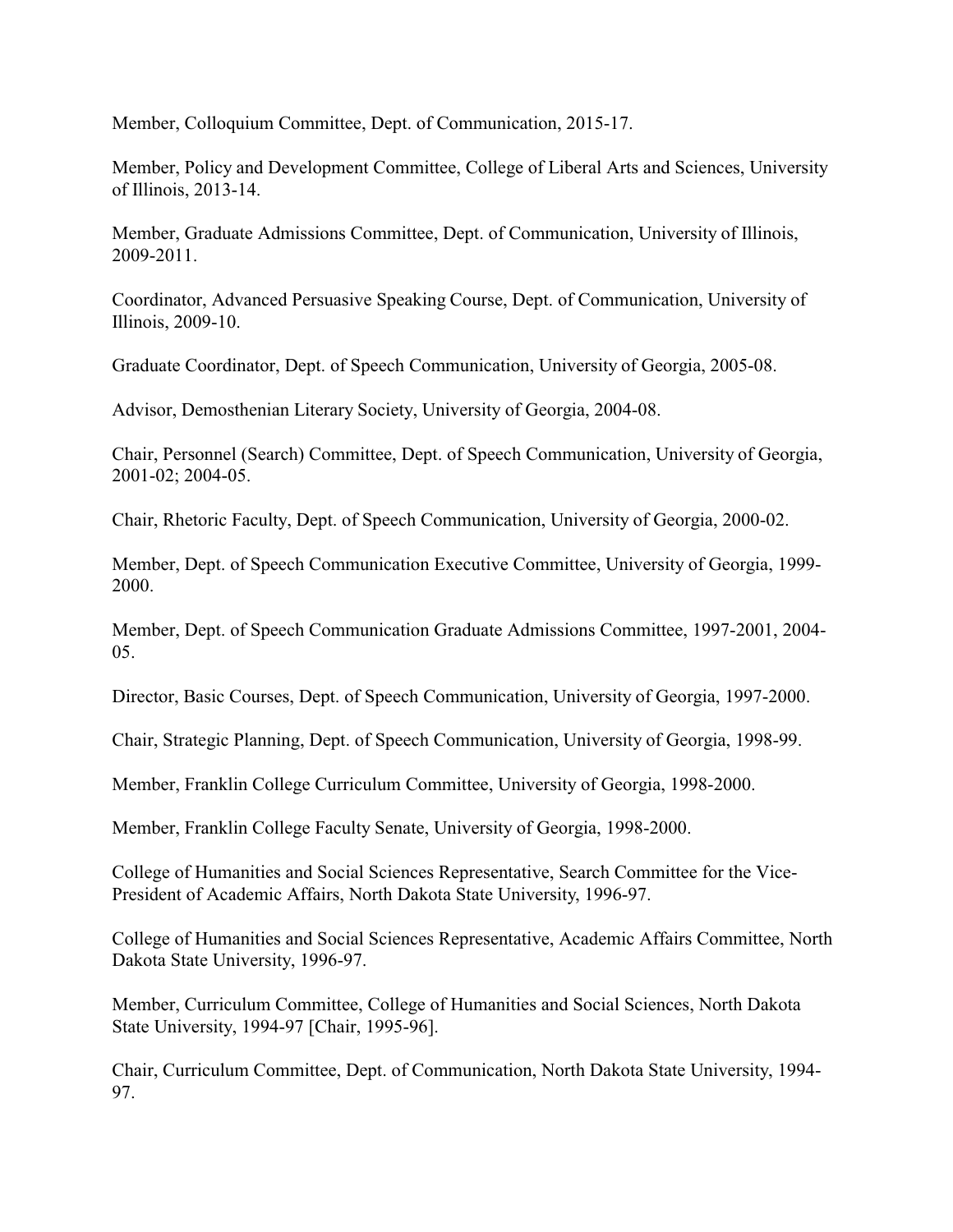Member, Colloquium Committee, Dept. of Communication, 2015-17.

Member, Policy and Development Committee, College of Liberal Arts and Sciences, University of Illinois, 2013-14.

Member, Graduate Admissions Committee, Dept. of Communication, University of Illinois, 2009-2011.

Coordinator, Advanced Persuasive Speaking Course, Dept. of Communication, University of Illinois, 2009-10.

Graduate Coordinator, Dept. of Speech Communication, University of Georgia, 2005-08.

Advisor, Demosthenian Literary Society, University of Georgia, 2004-08.

Chair, Personnel (Search) Committee, Dept. of Speech Communication, University of Georgia, 2001-02; 2004-05.

Chair, Rhetoric Faculty, Dept. of Speech Communication, University of Georgia, 2000-02.

Member, Dept. of Speech Communication Executive Committee, University of Georgia, 1999-2000.

Member, Dept. of Speech Communication Graduate Admissions Committee, 1997-2001, 2004-05.

Director, Basic Courses, Dept. of Speech Communication, University of Georgia, 1997-2000.

Chair, Strategic Planning, Dept. of Speech Communication, University of Georgia, 1998-99.

Member, Franklin College Curriculum Committee, University of Georgia, 1998-2000.

Member, Franklin College Faculty Senate, University of Georgia, 1998-2000.

College of Humanities and Social Sciences Representative, Search Committee for the Vice-President of Academic Affairs, North Dakota State University, 1996-97.

College of Humanities and Social Sciences Representative, Academic Affairs Committee, North Dakota State University, 1996-97.

Member, Curriculum Committee, College of Humanities and Social Sciences, North Dakota State University, 1994-97 [Chair, 1995-96].

Chair, Curriculum Committee, Dept. of Communication, North Dakota State University, 1994-97.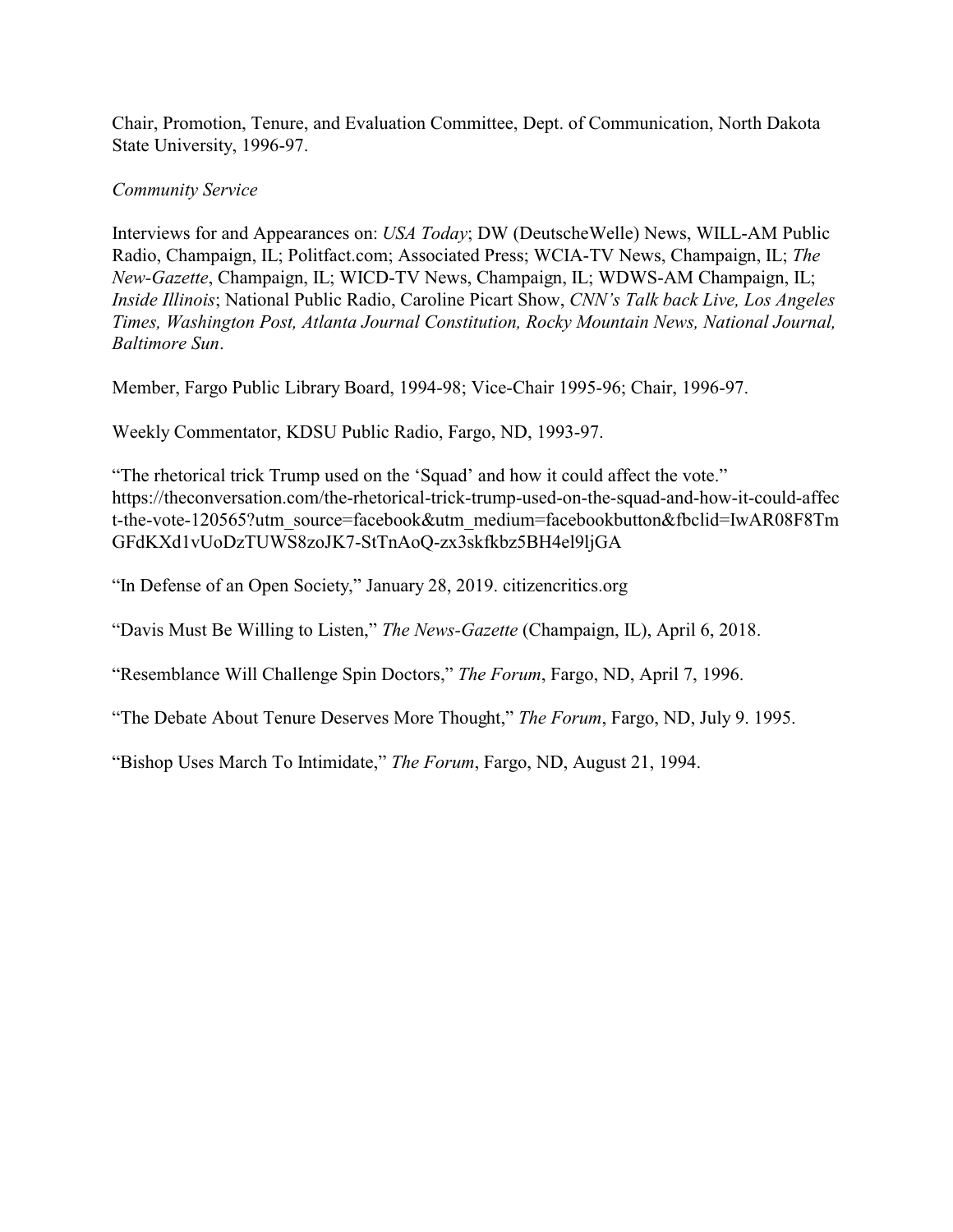Chair, Promotion, Tenure, and Evaluation Committee, Dept. of Communication, North Dakota State University, 1996-97.

*Community Service*

Interviews for and Appearances on: *USA Today*; DW (DeutscheWelle) News, WILL-AM Public Radio, Champaign, IL; Politfact.com; Associated Press; WCIA-TV News, Champaign, IL; *The New-Gazette*, Champaign, IL; WICD-TV News, Champaign, IL; WDWS-AM Champaign, IL; *Inside Illinois*; National Public Radio, Caroline Picart Show, *CNN's Talk back Live, Los Angeles Times, Washington Post, Atlanta Journal Constitution, Rocky Mountain News, National Journal, Baltimore Sun*.

Member, Fargo Public Library Board, 1994-98; Vice-Chair 1995-96; Chair, 1996-97.

Weekly Commentator, KDSU Public Radio, Fargo, ND, 1993-97.

"The rhetorical trick Trump used on the 'Squad' and how it could affect the vote." https://theconversation.com/the-rhetorical-trick-trump-used-on-the-squad-and-how-it-could-affect-the-vote-120565?utm_source=facebook&utm_medium=facebookbutton&fbclid=IwAR08F8TmGFdKXd1vUoDzTUWS8zoJK7-StTnAoQ-zx3skfkbz5BH4el9ljGA

"In Defense of an Open Society," January 28, 2019. citizencritics.org

"Davis Must Be Willing to Listen," *The News-Gazette* (Champaign, IL), April 6, 2018.

"Resemblance Will Challenge Spin Doctors," *The Forum*, Fargo, ND, April 7, 1996.

"The Debate About Tenure Deserves More Thought," *The Forum*, Fargo, ND, July 9. 1995.

"Bishop Uses March To Intimidate," *The Forum*, Fargo, ND, August 21, 1994.